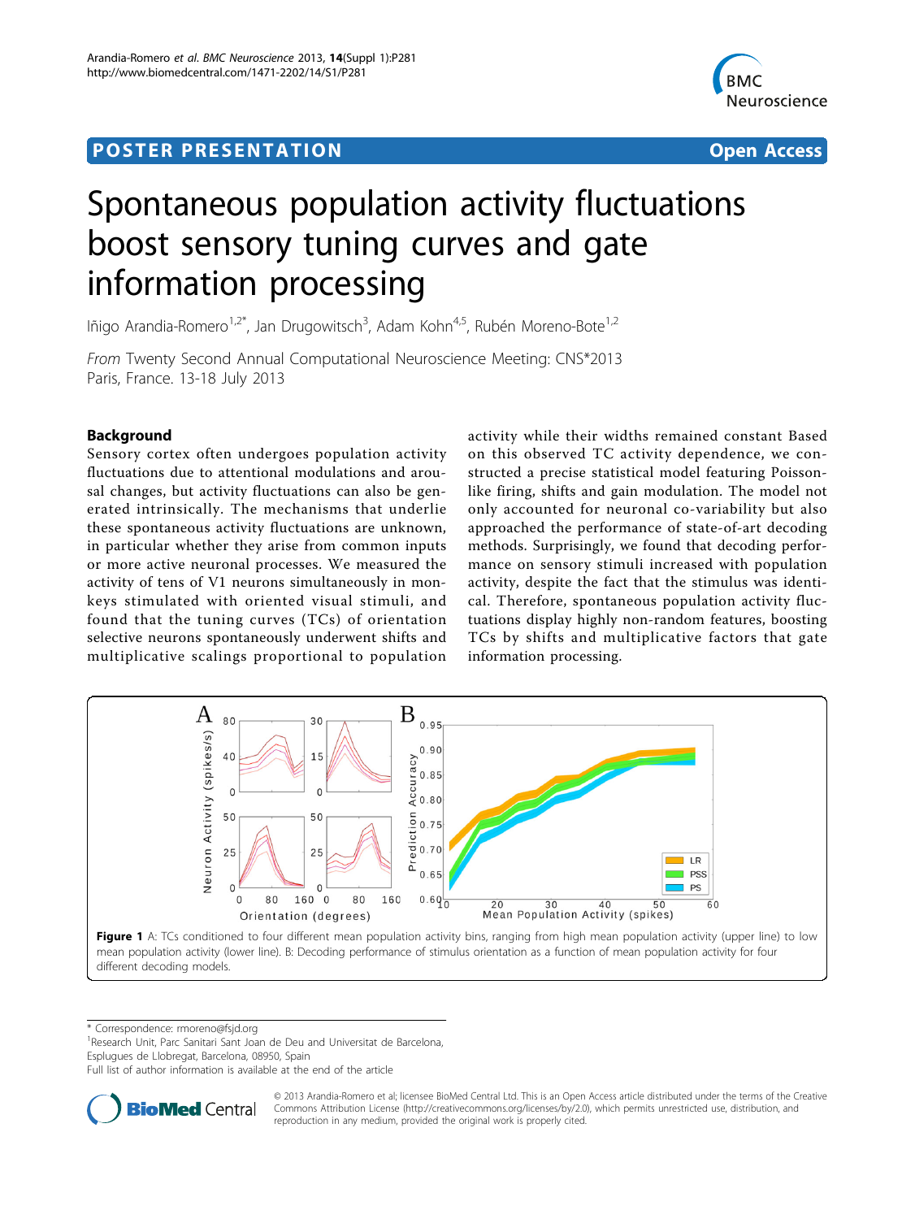POSTER PRESENTATION **Open Access**

# Spontaneous population activity fluctuations boost sensory tuning curves and gate information processing

Iñigo Arandia-Romero[1,2*], Jan Drugowitsch[3], Adam Kohn[4,5], Rubén Moreno-Bote[1,2]

*From* Twenty Second Annual Computational Neuroscience Meeting: CNS*2013
Paris, France. 13-18 July 2013

## Background

Sensory cortex often undergoes population activity fluctuations due to attentional modulations and arousal changes, but activity fluctuations can also be generated intrinsically. The mechanisms that underlie these spontaneous activity fluctuations are unknown, in particular whether they arise from common inputs or more active neuronal processes. We measured the activity of tens of V1 neurons simultaneously in monkeys stimulated with oriented visual stimuli, and found that the tuning curves (TCs) of orientation selective neurons spontaneously underwent shifts and multiplicative scalings proportional to population activity while their widths remained constant Based on this observed TC activity dependence, we constructed a precise statistical model featuring Poisson-like firing, shifts and gain modulation. The model not only accounted for neuronal co-variability but also approached the performance of state-of-art decoding methods. Surprisingly, we found that decoding performance on sensory stimuli increased with population activity, despite the fact that the stimulus was identical. Therefore, spontaneous population activity fluctuations display highly non-random features, boosting TCs by shifts and multiplicative factors that gate information processing.

**Figure 1** A: TCs conditioned to four different mean population activity bins, ranging from high mean population activity (upper line) to low mean population activity (lower line). B: Decoding performance of stimulus orientation as a function of mean population activity for four different decoding models.

* Correspondence: rmoreno@fsjd.org
[1]Research Unit, Parc Sanitari Sant Joan de Deu and Universitat de Barcelona, Esplugues de Llobregat, Barcelona, 08950, Spain
Full list of author information is available at the end of the article

© 2013 Arandia-Romero et al; licensee BioMed Central Ltd. This is an Open Access article distributed under the terms of the Creative Commons Attribution License (http://creativecommons.org/licenses/by/2.0), which permits unrestricted use, distribution, and reproduction in any medium, provided the original work is properly cited.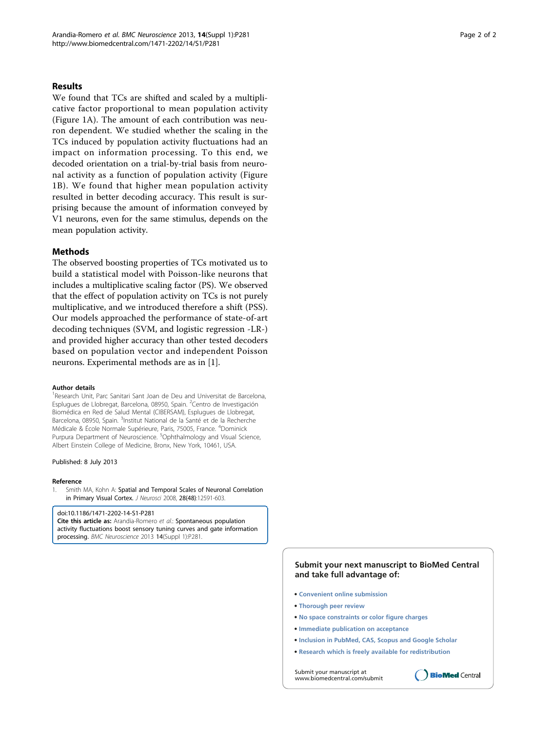## Results

We found that TCs are shifted and scaled by a multiplicative factor proportional to mean population activity (Figure 1A). The amount of each contribution was neuron dependent. We studied whether the scaling in the TCs induced by population activity fluctuations had an impact on information processing. To this end, we decoded orientation on a trial-by-trial basis from neuronal activity as a function of population activity (Figure 1B). We found that higher mean population activity resulted in better decoding accuracy. This result is surprising because the amount of information conveyed by V1 neurons, even for the same stimulus, depends on the mean population activity.

## Methods

The observed boosting properties of TCs motivated us to build a statistical model with Poisson-like neurons that includes a multiplicative scaling factor (PS). We observed that the effect of population activity on TCs is not purely multiplicative, and we introduced therefore a shift (PSS). Our models approached the performance of state-of-art decoding techniques (SVM, and logistic regression -LR-) and provided higher accuracy than other tested decoders based on population vector and independent Poisson neurons. Experimental methods are as in [1].

#### Author details

[1]Research Unit, Parc Sanitari Sant Joan de Deu and Universitat de Barcelona, Esplugues de Llobregat, Barcelona, 08950, Spain. [2]Centro de Investigación Biomédica en Red de Salud Mental (CIBERSAM), Esplugues de Llobregat, Barcelona, 08950, Spain. [3]Institut National de la Santé et de la Recherche Médicale & École Normale Supérieure, Paris, 75005, France. [4]Dominick Purpura Department of Neuroscience. [5]Ophthalmology and Visual Science, Albert Einstein College of Medicine, Bronx, New York, 10461, USA.

Published: 8 July 2013

#### Reference

1. Smith MA, Kohn A: **Spatial and Temporal Scales of Neuronal Correlation in Primary Visual Cortex.** *J Neurosci* 2008, **28(48)**:12591-603.

doi:10.1186/1471-2202-14-S1-P281
**Cite this article as:** Arandia-Romero *et al.*: Spontaneous population activity fluctuations boost sensory tuning curves and gate information processing. *BMC Neuroscience* 2013 **14**(Suppl 1):P281.

**Submit your next manuscript to BioMed Central and take full advantage of:**

- **Convenient online submission**
- **Thorough peer review**
- **No space constraints or color figure charges**
- **Immediate publication on acceptance**
- **Inclusion in PubMed, CAS, Scopus and Google Scholar**
- **Research which is freely available for redistribution**

Submit your manuscript at
www.biomedcentral.com/submit

BioMed Central